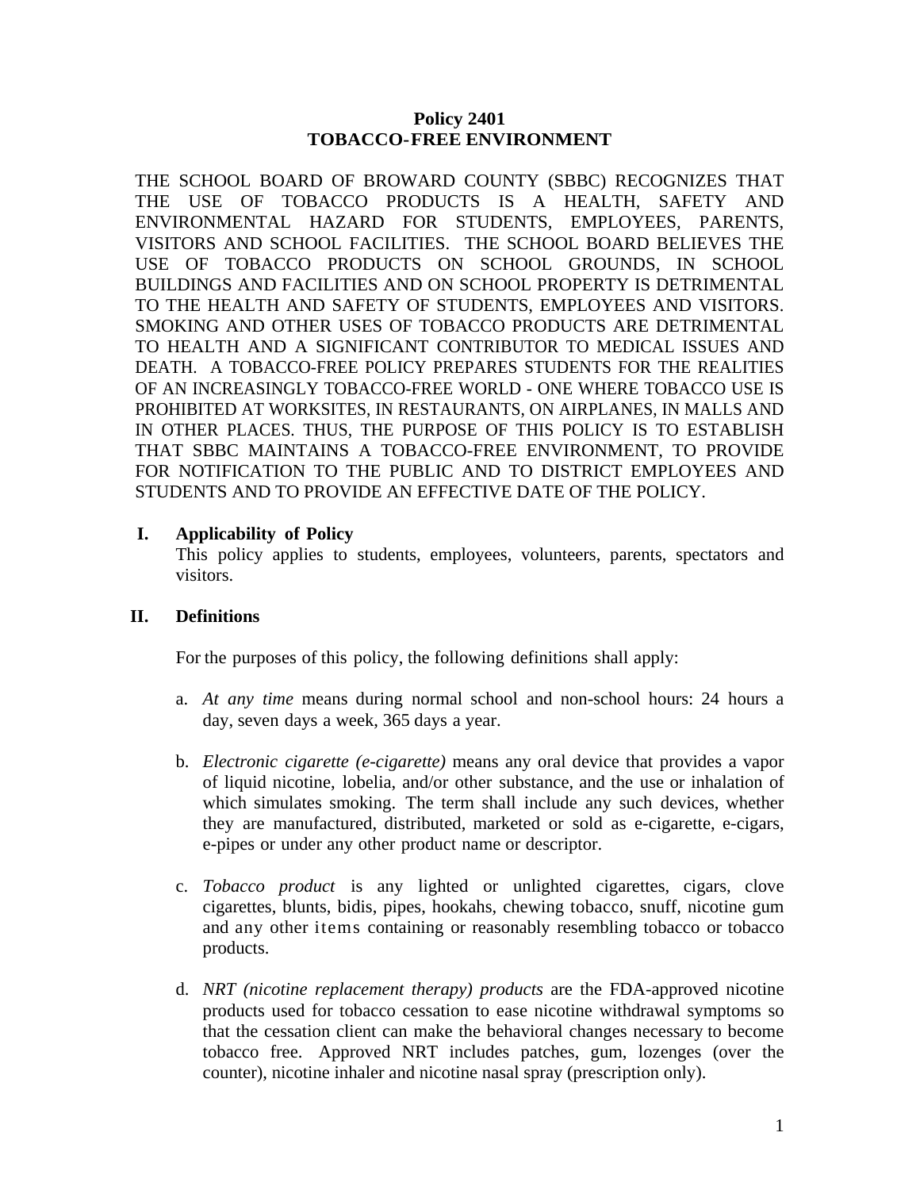# Policy 2401
# TOBACCO-FREE ENVIRONMENT

THE SCHOOL BOARD OF BROWARD COUNTY (SBBC) RECOGNIZES THAT THE USE OF TOBACCO PRODUCTS IS A HEALTH, SAFETY AND ENVIRONMENTAL HAZARD FOR STUDENTS, EMPLOYEES, PARENTS, VISITORS AND SCHOOL FACILITIES. THE SCHOOL BOARD BELIEVES THE USE OF TOBACCO PRODUCTS ON SCHOOL GROUNDS, IN SCHOOL BUILDINGS AND FACILITIES AND ON SCHOOL PROPERTY IS DETRIMENTAL TO THE HEALTH AND SAFETY OF STUDENTS, EMPLOYEES AND VISITORS. SMOKING AND OTHER USES OF TOBACCO PRODUCTS ARE DETRIMENTAL TO HEALTH AND A SIGNIFICANT CONTRIBUTOR TO MEDICAL ISSUES AND DEATH. A TOBACCO-FREE POLICY PREPARES STUDENTS FOR THE REALITIES OF AN INCREASINGLY TOBACCO-FREE WORLD - ONE WHERE TOBACCO USE IS PROHIBITED AT WORKSITES, IN RESTAURANTS, ON AIRPLANES, IN MALLS AND IN OTHER PLACES. THUS, THE PURPOSE OF THIS POLICY IS TO ESTABLISH THAT SBBC MAINTAINS A TOBACCO-FREE ENVIRONMENT, TO PROVIDE FOR NOTIFICATION TO THE PUBLIC AND TO DISTRICT EMPLOYEES AND STUDENTS AND TO PROVIDE AN EFFECTIVE DATE OF THE POLICY.

## I. Applicability of Policy

This policy applies to students, employees, volunteers, parents, spectators and visitors.

## II. Definitions

For the purposes of this policy, the following definitions shall apply:

a. *At any time* means during normal school and non-school hours: 24 hours a day, seven days a week, 365 days a year.

b. *Electronic cigarette (e-cigarette)* means any oral device that provides a vapor of liquid nicotine, lobelia, and/or other substance, and the use or inhalation of which simulates smoking. The term shall include any such devices, whether they are manufactured, distributed, marketed or sold as e-cigarette, e-cigars, e-pipes or under any other product name or descriptor.

c. *Tobacco product* is any lighted or unlighted cigarettes, cigars, clove cigarettes, blunts, bidis, pipes, hookahs, chewing tobacco, snuff, nicotine gum and any other items containing or reasonably resembling tobacco or tobacco products.

d. *NRT (nicotine replacement therapy) products* are the FDA-approved nicotine products used for tobacco cessation to ease nicotine withdrawal symptoms so that the cessation client can make the behavioral changes necessary to become tobacco free. Approved NRT includes patches, gum, lozenges (over the counter), nicotine inhaler and nicotine nasal spray (prescription only).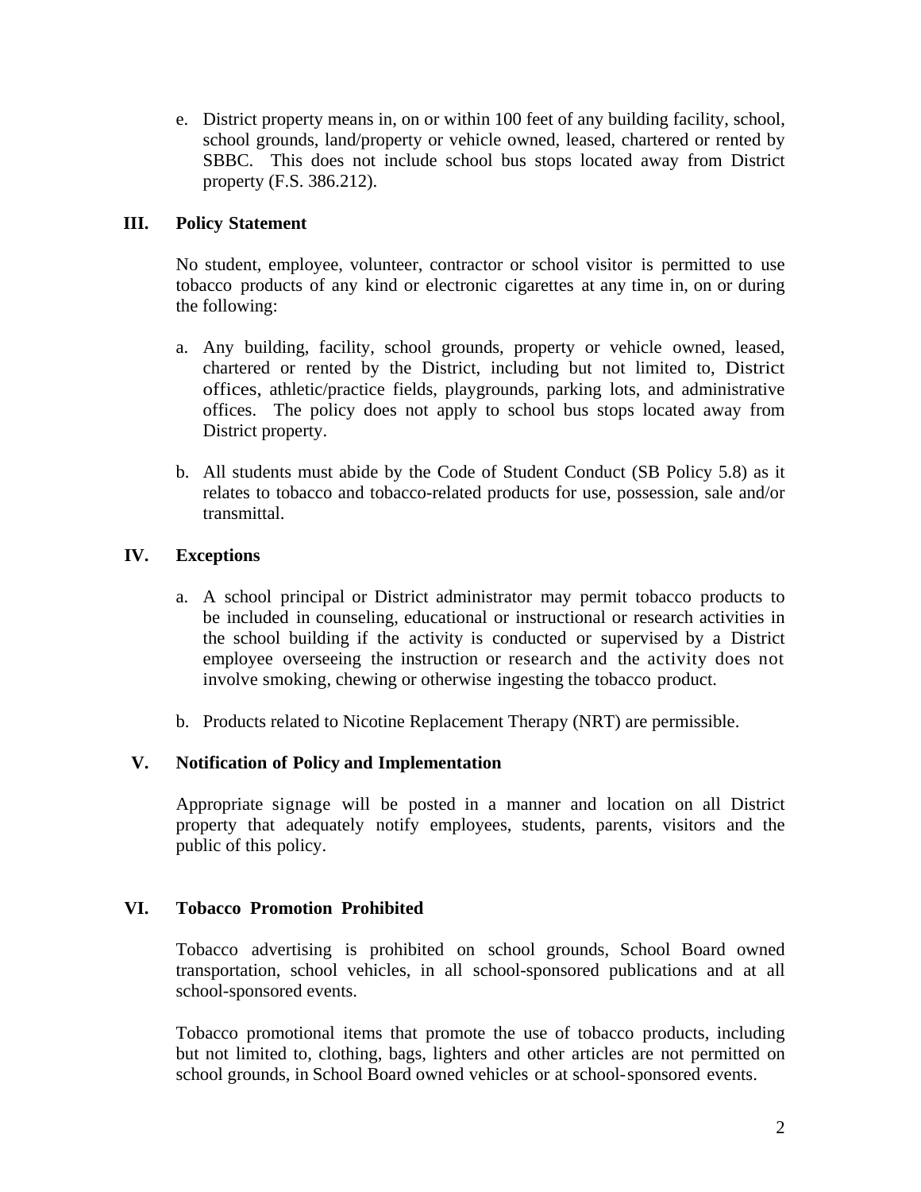e. District property means in, on or within 100 feet of any building facility, school, school grounds, land/property or vehicle owned, leased, chartered or rented by SBBC. This does not include school bus stops located away from District property (F.S. 386.212).

## III. Policy Statement

No student, employee, volunteer, contractor or school visitor is permitted to use tobacco products of any kind or electronic cigarettes at any time in, on or during the following:

a. Any building, facility, school grounds, property or vehicle owned, leased, chartered or rented by the District, including but not limited to, District offices, athletic/practice fields, playgrounds, parking lots, and administrative offices. The policy does not apply to school bus stops located away from District property.

b. All students must abide by the Code of Student Conduct (SB Policy 5.8) as it relates to tobacco and tobacco-related products for use, possession, sale and/or transmittal.

## IV. Exceptions

a. A school principal or District administrator may permit tobacco products to be included in counseling, educational or instructional or research activities in the school building if the activity is conducted or supervised by a District employee overseeing the instruction or research and the activity does not involve smoking, chewing or otherwise ingesting the tobacco product.

b. Products related to Nicotine Replacement Therapy (NRT) are permissible.

## V. Notification of Policy and Implementation

Appropriate signage will be posted in a manner and location on all District property that adequately notify employees, students, parents, visitors and the public of this policy.

## VI. Tobacco Promotion Prohibited

Tobacco advertising is prohibited on school grounds, School Board owned transportation, school vehicles, in all school-sponsored publications and at all school-sponsored events.

Tobacco promotional items that promote the use of tobacco products, including but not limited to, clothing, bags, lighters and other articles are not permitted on school grounds, in School Board owned vehicles or at school-sponsored events.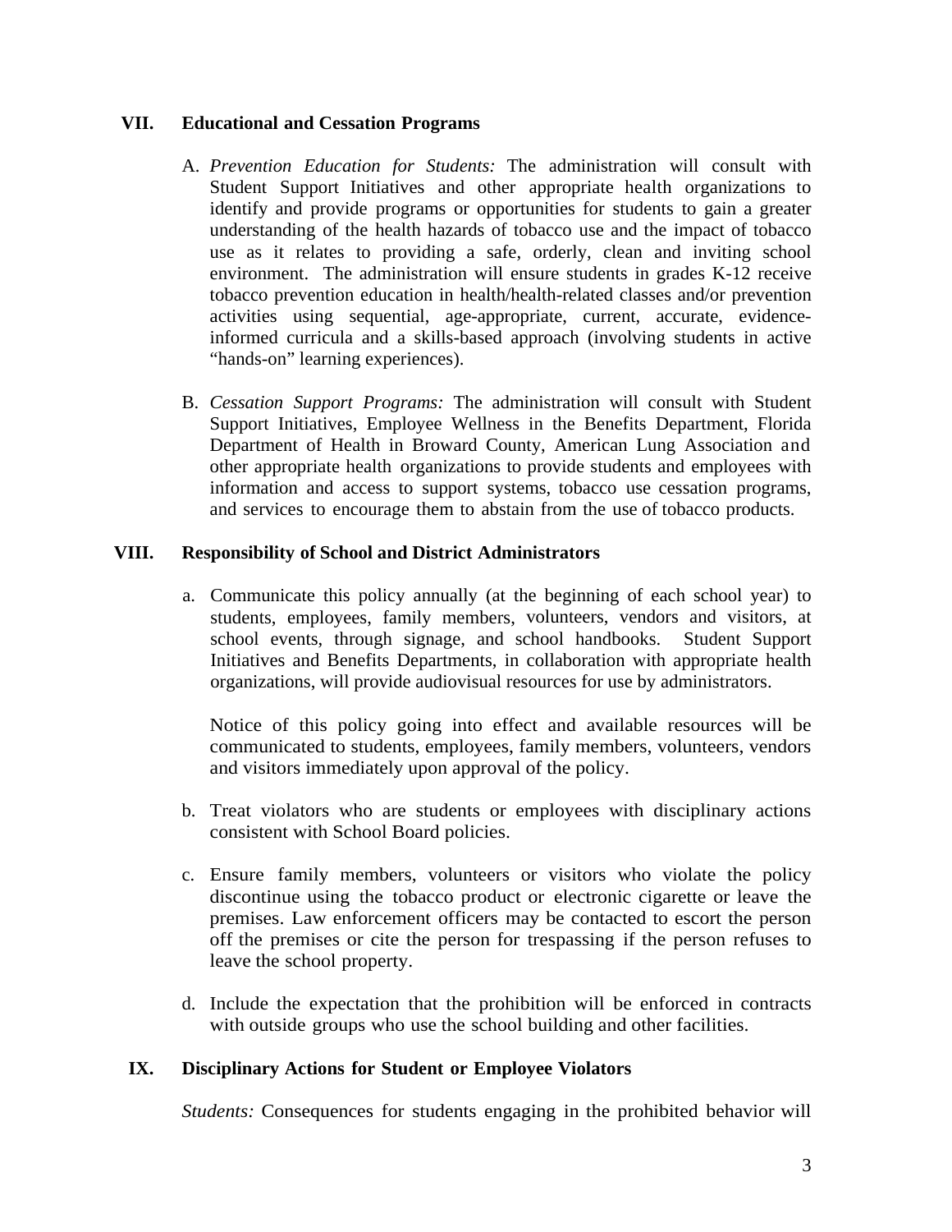## VII. Educational and Cessation Programs

A. *Prevention Education for Students:* The administration will consult with Student Support Initiatives and other appropriate health organizations to identify and provide programs or opportunities for students to gain a greater understanding of the health hazards of tobacco use and the impact of tobacco use as it relates to providing a safe, orderly, clean and inviting school environment. The administration will ensure students in grades K-12 receive tobacco prevention education in health/health-related classes and/or prevention activities using sequential, age-appropriate, current, accurate, evidence-informed curricula and a skills-based approach (involving students in active "hands-on" learning experiences).

B. *Cessation Support Programs:* The administration will consult with Student Support Initiatives, Employee Wellness in the Benefits Department, Florida Department of Health in Broward County, American Lung Association and other appropriate health organizations to provide students and employees with information and access to support systems, tobacco use cessation programs, and services to encourage them to abstain from the use of tobacco products.

## VIII. Responsibility of School and District Administrators

a. Communicate this policy annually (at the beginning of each school year) to students, employees, family members, volunteers, vendors and visitors, at school events, through signage, and school handbooks. Student Support Initiatives and Benefits Departments, in collaboration with appropriate health organizations, will provide audiovisual resources for use by administrators.

   Notice of this policy going into effect and available resources will be communicated to students, employees, family members, volunteers, vendors and visitors immediately upon approval of the policy.

b. Treat violators who are students or employees with disciplinary actions consistent with School Board policies.

c. Ensure family members, volunteers or visitors who violate the policy discontinue using the tobacco product or electronic cigarette or leave the premises. Law enforcement officers may be contacted to escort the person off the premises or cite the person for trespassing if the person refuses to leave the school property.

d. Include the expectation that the prohibition will be enforced in contracts with outside groups who use the school building and other facilities.

## IX. Disciplinary Actions for Student or Employee Violators

*Students:* Consequences for students engaging in the prohibited behavior will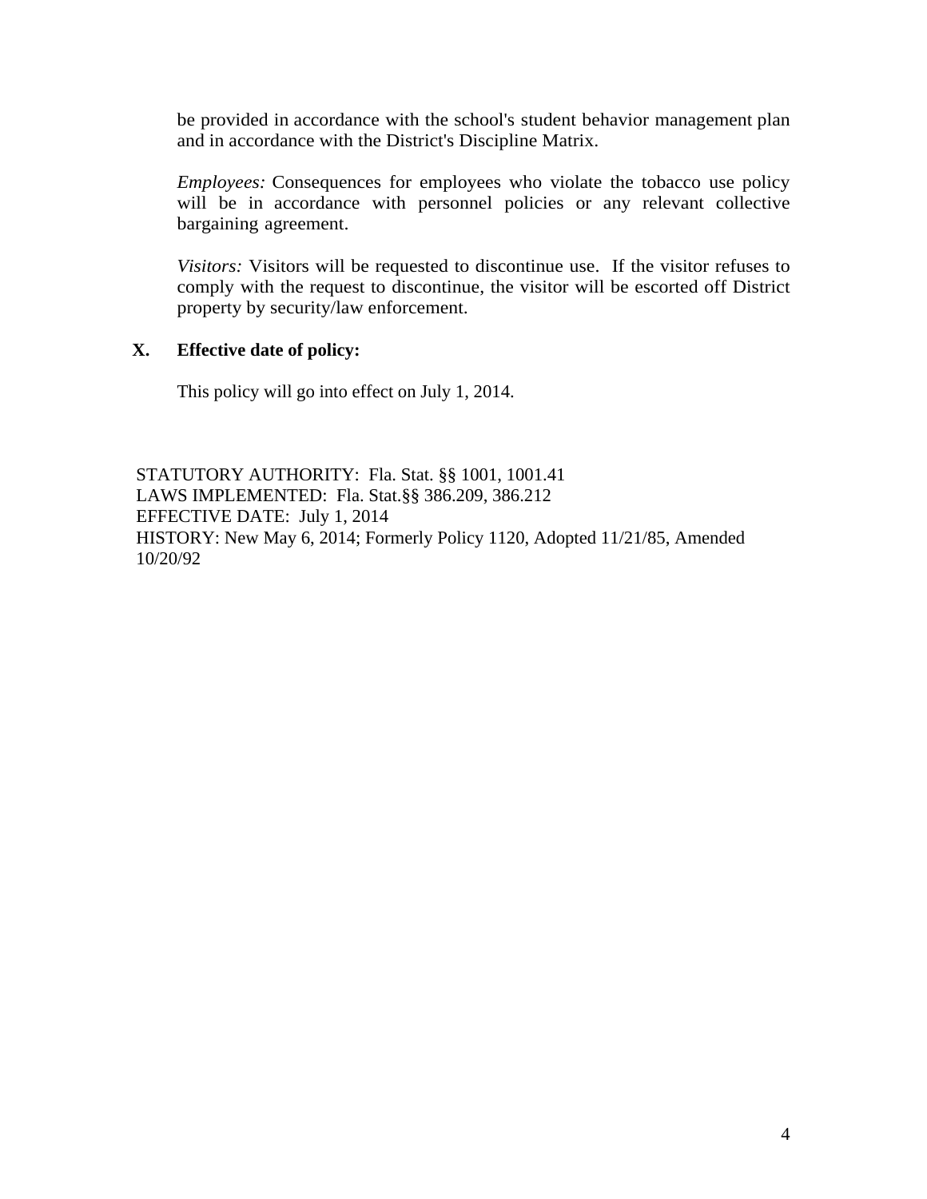be provided in accordance with the school's student behavior management plan and in accordance with the District's Discipline Matrix.

*Employees:* Consequences for employees who violate the tobacco use policy will be in accordance with personnel policies or any relevant collective bargaining agreement.

*Visitors:* Visitors will be requested to discontinue use. If the visitor refuses to comply with the request to discontinue, the visitor will be escorted off District property by security/law enforcement.

**X. Effective date of policy:**

This policy will go into effect on July 1, 2014.

STATUTORY AUTHORITY: Fla. Stat. §§ 1001, 1001.41
LAWS IMPLEMENTED: Fla. Stat.§§ 386.209, 386.212
EFFECTIVE DATE: July 1, 2014
HISTORY: New May 6, 2014; Formerly Policy 1120, Adopted 11/21/85, Amended 10/20/92